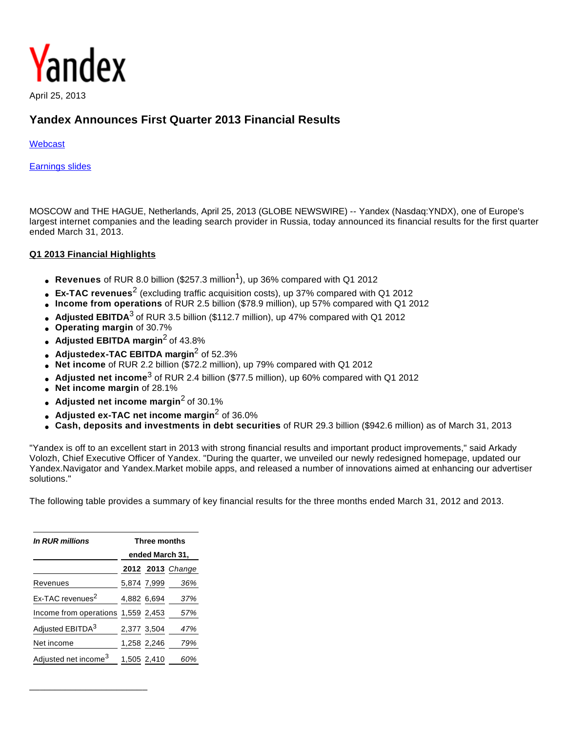Yandex

April 25, 2013

# Yandex Announces First Quarter 2013 Financial Results

Webcast

Earnings slides

MOSCOW and THE HAGUE, Netherlands, April 25, 2013 (GLOBE NEWSWIRE) -- Yandex (Nasdaq:YNDX), one of Europe's largest internet companies and the leading search provider in Russia, today announced its financial results for the first quarter ended March 31, 2013.

## Q1 2013 Financial Highlights

- **Revenues** of RUR 8.0 billion ($257.3 million[1]), up 36% compared with Q1 2012
- **Ex-TAC revenues**[2] (excluding traffic acquisition costs), up 37% compared with Q1 2012
- **Income from operations** of RUR 2.5 billion ($78.9 million), up 57% compared with Q1 2012
- **Adjusted EBITDA**[3] of RUR 3.5 billion ($112.7 million), up 47% compared with Q1 2012
- **Operating margin** of 30.7%
- **Adjusted EBITDA margin**[2] of 43.8%
- **Adjustedex-TAC EBITDA margin**[2] of 52.3%
- **Net income** of RUR 2.2 billion ($72.2 million), up 79% compared with Q1 2012
- **Adjusted net income**[3] of RUR 2.4 billion ($77.5 million), up 60% compared with Q1 2012
- **Net income margin** of 28.1%
- **Adjusted net income margin**[2] of 30.1%
- **Adjusted ex-TAC net income margin**[2] of 36.0%
- **Cash, deposits and investments in debt securities** of RUR 29.3 billion ($942.6 million) as of March 31, 2013

"Yandex is off to an excellent start in 2013 with strong financial results and important product improvements," said Arkady Volozh, Chief Executive Officer of Yandex. "During the quarter, we unveiled our newly redesigned homepage, updated our Yandex.Navigator and Yandex.Market mobile apps, and released a number of innovations aimed at enhancing our advertiser solutions."

The following table provides a summary of key financial results for the three months ended March 31, 2012 and 2013.

| *In RUR millions* | Three months ended March 31, | | |
|---|---|---|---|
| | **2012** | **2013** | *Change* |
| Revenues | 5,874 | 7,999 | *36%* |
| Ex-TAC revenues[2] | 4,882 | 6,694 | *37%* |
| Income from operations | 1,559 | 2,453 | *57%* |
| Adjusted EBITDA[3] | 2,377 | 3,504 | *47%* |
| Net income | 1,258 | 2,246 | *79%* |
| Adjusted net income[3] | 1,505 | 2,410 | *60%* |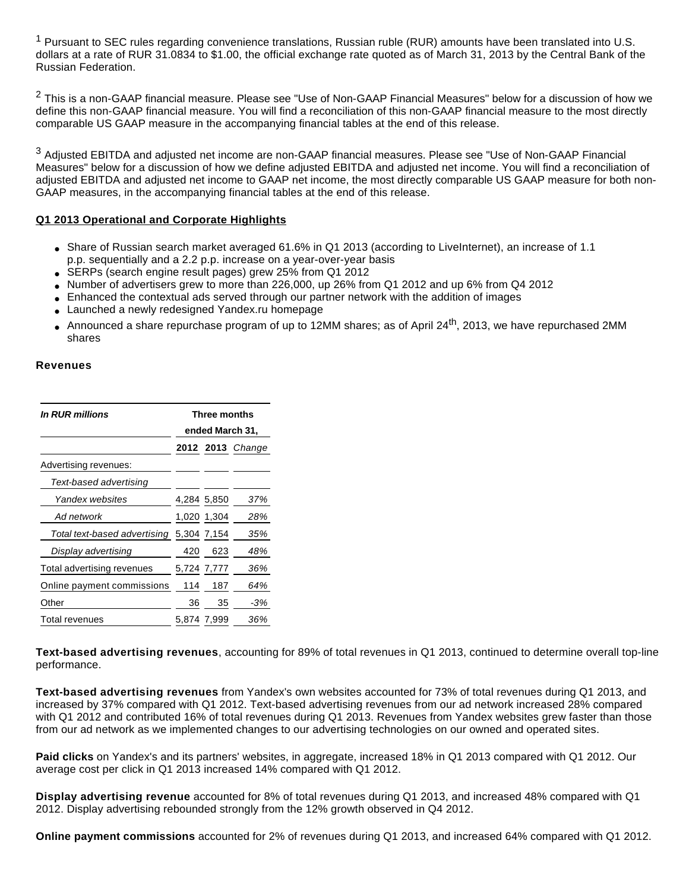[1] Pursuant to SEC rules regarding convenience translations, Russian ruble (RUR) amounts have been translated into U.S. dollars at a rate of RUR 31.0834 to $1.00, the official exchange rate quoted as of March 31, 2013 by the Central Bank of the Russian Federation.

[2] This is a non-GAAP financial measure. Please see "Use of Non-GAAP Financial Measures" below for a discussion of how we define this non-GAAP financial measure. You will find a reconciliation of this non-GAAP financial measure to the most directly comparable US GAAP measure in the accompanying financial tables at the end of this release.

[3] Adjusted EBITDA and adjusted net income are non-GAAP financial measures. Please see "Use of Non-GAAP Financial Measures" below for a discussion of how we define adjusted EBITDA and adjusted net income. You will find a reconciliation of adjusted EBITDA and adjusted net income to GAAP net income, the most directly comparable US GAAP measure for both non-GAAP measures, in the accompanying financial tables at the end of this release.

**Q1 2013 Operational and Corporate Highlights**

- Share of Russian search market averaged 61.6% in Q1 2013 (according to LiveInternet), an increase of 1.1 p.p. sequentially and a 2.2 p.p. increase on a year-over-year basis
- SERPs (search engine result pages) grew 25% from Q1 2012
- Number of advertisers grew to more than 226,000, up 26% from Q1 2012 and up 6% from Q4 2012
- Enhanced the contextual ads served through our partner network with the addition of images
- Launched a newly redesigned Yandex.ru homepage
- Announced a share repurchase program of up to 12MM shares; as of April 24th, 2013, we have repurchased 2MM shares

**Revenues**

| *In RUR millions* | Three months ended March 31, | | |
|---|---|---|---|
| | **2012** | **2013** | *Change* |
| Advertising revenues: | | | |
| *Text-based advertising* | | | |
| *Yandex websites* | 4,284 | 5,850 | *37%* |
| *Ad network* | 1,020 | 1,304 | *28%* |
| *Total text-based advertising* | 5,304 | 7,154 | *35%* |
| *Display advertising* | 420 | 623 | *48%* |
| Total advertising revenues | 5,724 | 7,777 | *36%* |
| Online payment commissions | 114 | 187 | *64%* |
| Other | 36 | 35 | *-3%* |
| Total revenues | 5,874 | 7,999 | *36%* |

**Text-based advertising revenues**, accounting for 89% of total revenues in Q1 2013, continued to determine overall top-line performance.

**Text-based advertising revenues** from Yandex's own websites accounted for 73% of total revenues during Q1 2013, and increased by 37% compared with Q1 2012. Text-based advertising revenues from our ad network increased 28% compared with Q1 2012 and contributed 16% of total revenues during Q1 2013. Revenues from Yandex websites grew faster than those from our ad network as we implemented changes to our advertising technologies on our owned and operated sites.

**Paid clicks** on Yandex's and its partners' websites, in aggregate, increased 18% in Q1 2013 compared with Q1 2012. Our average cost per click in Q1 2013 increased 14% compared with Q1 2012.

**Display advertising revenue** accounted for 8% of total revenues during Q1 2013, and increased 48% compared with Q1 2012. Display advertising rebounded strongly from the 12% growth observed in Q4 2012.

**Online payment commissions** accounted for 2% of revenues during Q1 2013, and increased 64% compared with Q1 2012.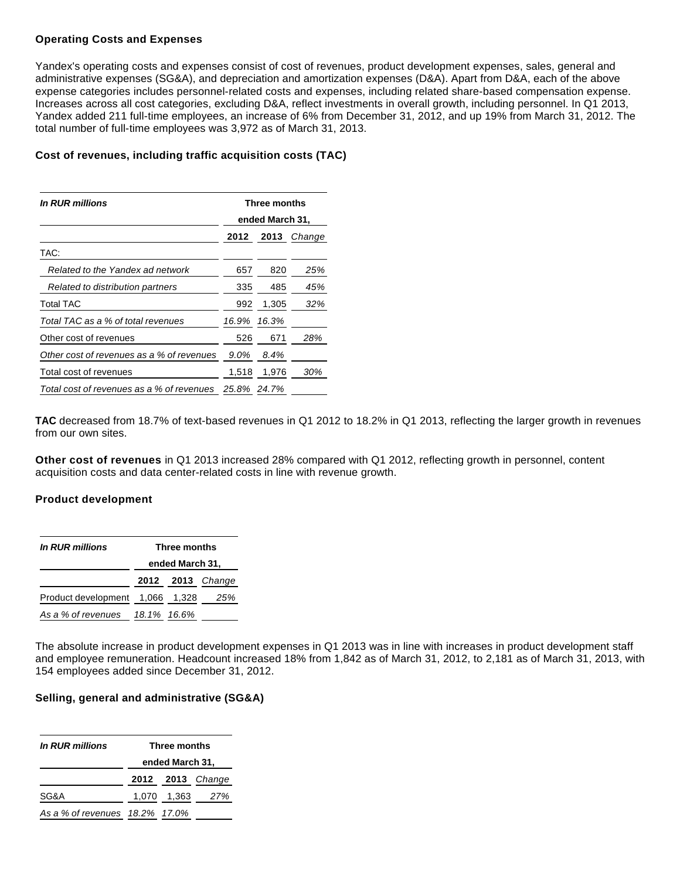**Operating Costs and Expenses**

Yandex's operating costs and expenses consist of cost of revenues, product development expenses, sales, general and administrative expenses (SG&A), and depreciation and amortization expenses (D&A). Apart from D&A, each of the above expense categories includes personnel-related costs and expenses, including related share-based compensation expense. Increases across all cost categories, excluding D&A, reflect investments in overall growth, including personnel. In Q1 2013, Yandex added 211 full-time employees, an increase of 6% from December 31, 2012, and up 19% from March 31, 2012. The total number of full-time employees was 3,972 as of March 31, 2013.

**Cost of revenues, including traffic acquisition costs (TAC)**

| ***In RUR millions*** | **Three months ended March 31,** | | |
|---|---|---|---|
| | **2012** | **2013** | *Change* |
| TAC: | | | |
| *Related to the Yandex ad network* | 657 | 820 | *25%* |
| *Related to distribution partners* | 335 | 485 | *45%* |
| Total TAC | 992 | 1,305 | *32%* |
| *Total TAC as a % of total revenues* | *16.9%* | *16.3%* | |
| Other cost of revenues | 526 | 671 | *28%* |
| *Other cost of revenues as a % of revenues* | *9.0%* | *8.4%* | |
| Total cost of revenues | 1,518 | 1,976 | *30%* |
| *Total cost of revenues as a % of revenues* | *25.8%* | *24.7%* | |

**TAC** decreased from 18.7% of text-based revenues in Q1 2012 to 18.2% in Q1 2013, reflecting the larger growth in revenues from our own sites.

**Other cost of revenues** in Q1 2013 increased 28% compared with Q1 2012, reflecting growth in personnel, content acquisition costs and data center-related costs in line with revenue growth.

**Product development**

| ***In RUR millions*** | **Three months ended March 31,** | | |
|---|---|---|---|
| | **2012** | **2013** | *Change* |
| Product development | 1,066 | 1,328 | *25%* |
| *As a % of revenues* | *18.1%* | *16.6%* | |

The absolute increase in product development expenses in Q1 2013 was in line with increases in product development staff and employee remuneration. Headcount increased 18% from 1,842 as of March 31, 2012, to 2,181 as of March 31, 2013, with 154 employees added since December 31, 2012.

**Selling, general and administrative (SG&A)**

| ***In RUR millions*** | **Three months ended March 31,** | | |
|---|---|---|---|
| | **2012** | **2013** | *Change* |
| SG&A | 1,070 | 1,363 | *27%* |
| *As a % of revenues* | *18.2%* | *17.0%* | |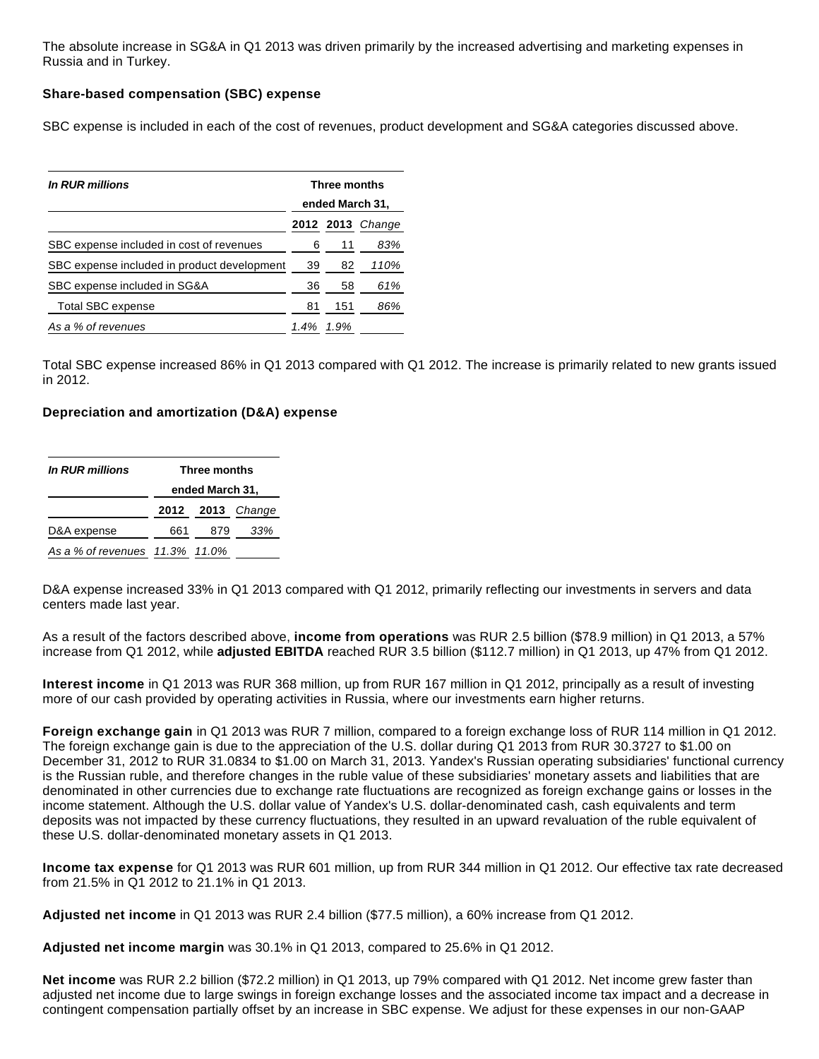The absolute increase in SG&A in Q1 2013 was driven primarily by the increased advertising and marketing expenses in Russia and in Turkey.

**Share-based compensation (SBC) expense**

SBC expense is included in each of the cost of revenues, product development and SG&A categories discussed above.

| *In RUR millions* | Three months ended March 31, | | |
|---|---|---|---|
| | **2012** | **2013** | *Change* |
| SBC expense included in cost of revenues | 6 | 11 | *83%* |
| SBC expense included in product development | 39 | 82 | *110%* |
| SBC expense included in SG&A | 36 | 58 | *61%* |
| Total SBC expense | 81 | 151 | *86%* |
| *As a % of revenues* | *1.4%* | *1.9%* | |

Total SBC expense increased 86% in Q1 2013 compared with Q1 2012. The increase is primarily related to new grants issued in 2012.

**Depreciation and amortization (D&A) expense**

| *In RUR millions* | Three months ended March 31, | | |
|---|---|---|---|
| | **2012** | **2013** | *Change* |
| D&A expense | 661 | 879 | *33%* |
| *As a % of revenues* | *11.3%* | *11.0%* | |

D&A expense increased 33% in Q1 2013 compared with Q1 2012, primarily reflecting our investments in servers and data centers made last year.

As a result of the factors described above, **income from operations** was RUR 2.5 billion ($78.9 million) in Q1 2013, a 57% increase from Q1 2012, while **adjusted EBITDA** reached RUR 3.5 billion ($112.7 million) in Q1 2013, up 47% from Q1 2012.

**Interest income** in Q1 2013 was RUR 368 million, up from RUR 167 million in Q1 2012, principally as a result of investing more of our cash provided by operating activities in Russia, where our investments earn higher returns.

**Foreign exchange gain** in Q1 2013 was RUR 7 million, compared to a foreign exchange loss of RUR 114 million in Q1 2012. The foreign exchange gain is due to the appreciation of the U.S. dollar during Q1 2013 from RUR 30.3727 to $1.00 on December 31, 2012 to RUR 31.0834 to $1.00 on March 31, 2013. Yandex's Russian operating subsidiaries' functional currency is the Russian ruble, and therefore changes in the ruble value of these subsidiaries' monetary assets and liabilities that are denominated in other currencies due to exchange rate fluctuations are recognized as foreign exchange gains or losses in the income statement. Although the U.S. dollar value of Yandex's U.S. dollar-denominated cash, cash equivalents and term deposits was not impacted by these currency fluctuations, they resulted in an upward revaluation of the ruble equivalent of these U.S. dollar-denominated monetary assets in Q1 2013.

**Income tax expense** for Q1 2013 was RUR 601 million, up from RUR 344 million in Q1 2012. Our effective tax rate decreased from 21.5% in Q1 2012 to 21.1% in Q1 2013.

**Adjusted net income** in Q1 2013 was RUR 2.4 billion ($77.5 million), a 60% increase from Q1 2012.

**Adjusted net income margin** was 30.1% in Q1 2013, compared to 25.6% in Q1 2012.

**Net income** was RUR 2.2 billion ($72.2 million) in Q1 2013, up 79% compared with Q1 2012. Net income grew faster than adjusted net income due to large swings in foreign exchange losses and the associated income tax impact and a decrease in contingent compensation partially offset by an increase in SBC expense. We adjust for these expenses in our non-GAAP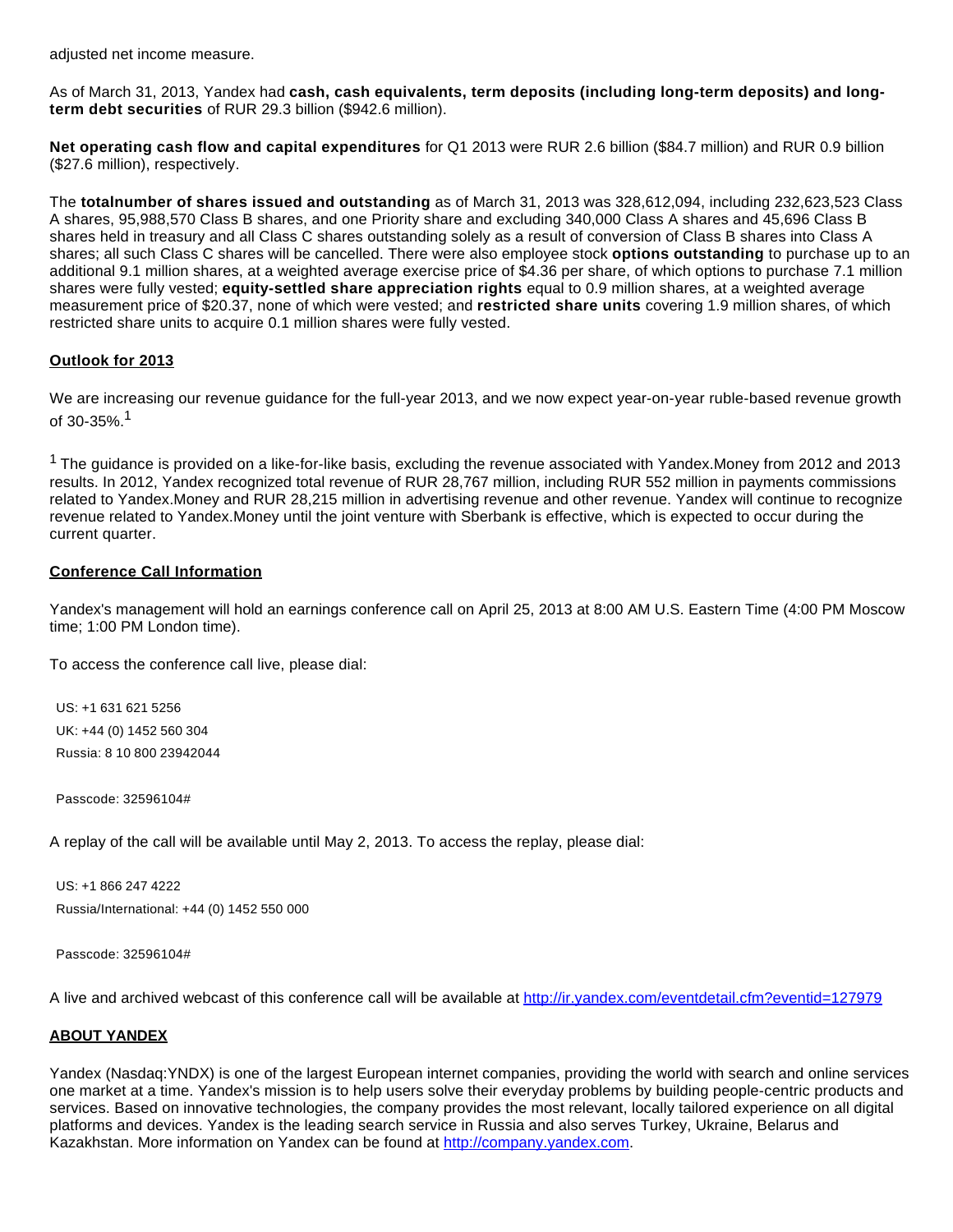adjusted net income measure.

As of March 31, 2013, Yandex had **cash, cash equivalents, term deposits (including long-term deposits) and long-term debt securities** of RUR 29.3 billion ($942.6 million).

**Net operating cash flow and capital expenditures** for Q1 2013 were RUR 2.6 billion ($84.7 million) and RUR 0.9 billion ($27.6 million), respectively.

The **totalnumber of shares issued and outstanding** as of March 31, 2013 was 328,612,094, including 232,623,523 Class A shares, 95,988,570 Class B shares, and one Priority share and excluding 340,000 Class A shares and 45,696 Class B shares held in treasury and all Class C shares outstanding solely as a result of conversion of Class B shares into Class A shares; all such Class C shares will be cancelled. There were also employee stock **options outstanding** to purchase up to an additional 9.1 million shares, at a weighted average exercise price of $4.36 per share, of which options to purchase 7.1 million shares were fully vested; **equity-settled share appreciation rights** equal to 0.9 million shares, at a weighted average measurement price of $20.37, none of which were vested; and **restricted share units** covering 1.9 million shares, of which restricted share units to acquire 0.1 million shares were fully vested.

## Outlook for 2013

We are increasing our revenue guidance for the full-year 2013, and we now expect year-on-year ruble-based revenue growth of 30-35%.[1]

[1] The guidance is provided on a like-for-like basis, excluding the revenue associated with Yandex.Money from 2012 and 2013 results. In 2012, Yandex recognized total revenue of RUR 28,767 million, including RUR 552 million in payments commissions related to Yandex.Money and RUR 28,215 million in advertising revenue and other revenue. Yandex will continue to recognize revenue related to Yandex.Money until the joint venture with Sberbank is effective, which is expected to occur during the current quarter.

## Conference Call Information

Yandex's management will hold an earnings conference call on April 25, 2013 at 8:00 AM U.S. Eastern Time (4:00 PM Moscow time; 1:00 PM London time).

To access the conference call live, please dial:

US: +1 631 621 5256
UK: +44 (0) 1452 560 304
Russia: 8 10 800 23942044

Passcode: 32596104#

A replay of the call will be available until May 2, 2013. To access the replay, please dial:

US: +1 866 247 4222
Russia/International: +44 (0) 1452 550 000

Passcode: 32596104#

A live and archived webcast of this conference call will be available at http://ir.yandex.com/eventdetail.cfm?eventid=127979

## ABOUT YANDEX

Yandex (Nasdaq:YNDX) is one of the largest European internet companies, providing the world with search and online services one market at a time. Yandex's mission is to help users solve their everyday problems by building people-centric products and services. Based on innovative technologies, the company provides the most relevant, locally tailored experience on all digital platforms and devices. Yandex is the leading search service in Russia and also serves Turkey, Ukraine, Belarus and Kazakhstan. More information on Yandex can be found at http://company.yandex.com.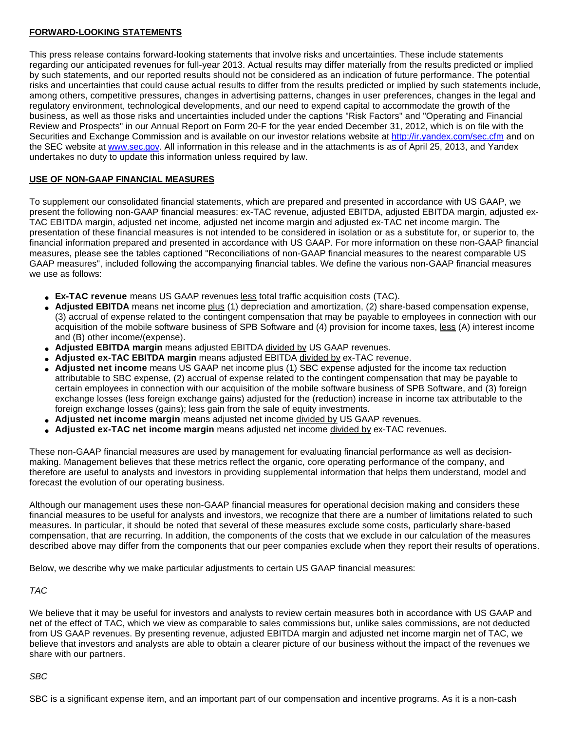**FORWARD-LOOKING STATEMENTS**

This press release contains forward-looking statements that involve risks and uncertainties. These include statements regarding our anticipated revenues for full-year 2013. Actual results may differ materially from the results predicted or implied by such statements, and our reported results should not be considered as an indication of future performance. The potential risks and uncertainties that could cause actual results to differ from the results predicted or implied by such statements include, among others, competitive pressures, changes in advertising patterns, changes in user preferences, changes in the legal and regulatory environment, technological developments, and our need to expend capital to accommodate the growth of the business, as well as those risks and uncertainties included under the captions "Risk Factors" and "Operating and Financial Review and Prospects" in our Annual Report on Form 20-F for the year ended December 31, 2012, which is on file with the Securities and Exchange Commission and is available on our investor relations website at http://ir.yandex.com/sec.cfm and on the SEC website at www.sec.gov. All information in this release and in the attachments is as of April 25, 2013, and Yandex undertakes no duty to update this information unless required by law.

**USE OF NON-GAAP FINANCIAL MEASURES**

To supplement our consolidated financial statements, which are prepared and presented in accordance with US GAAP, we present the following non-GAAP financial measures: ex-TAC revenue, adjusted EBITDA, adjusted EBITDA margin, adjusted ex-TAC EBITDA margin, adjusted net income, adjusted net income margin and adjusted ex-TAC net income margin. The presentation of these financial measures is not intended to be considered in isolation or as a substitute for, or superior to, the financial information prepared and presented in accordance with US GAAP. For more information on these non-GAAP financial measures, please see the tables captioned "Reconciliations of non-GAAP financial measures to the nearest comparable US GAAP measures", included following the accompanying financial tables. We define the various non-GAAP financial measures we use as follows:

- **Ex-TAC revenue** means US GAAP revenues less total traffic acquisition costs (TAC).
- **Adjusted EBITDA** means net income plus (1) depreciation and amortization, (2) share-based compensation expense, (3) accrual of expense related to the contingent compensation that may be payable to employees in connection with our acquisition of the mobile software business of SPB Software and (4) provision for income taxes, less (A) interest income and (B) other income/(expense).
- **Adjusted EBITDA margin** means adjusted EBITDA divided by US GAAP revenues.
- **Adjusted ex-TAC EBITDA margin** means adjusted EBITDA divided by ex-TAC revenue.
- **Adjusted net income** means US GAAP net income plus (1) SBC expense adjusted for the income tax reduction attributable to SBC expense, (2) accrual of expense related to the contingent compensation that may be payable to certain employees in connection with our acquisition of the mobile software business of SPB Software, and (3) foreign exchange losses (less foreign exchange gains) adjusted for the (reduction) increase in income tax attributable to the foreign exchange losses (gains); less gain from the sale of equity investments.
- **Adjusted net income margin** means adjusted net income divided by US GAAP revenues.
- **Adjusted ex-TAC net income margin** means adjusted net income divided by ex-TAC revenues.

These non-GAAP financial measures are used by management for evaluating financial performance as well as decision-making. Management believes that these metrics reflect the organic, core operating performance of the company, and therefore are useful to analysts and investors in providing supplemental information that helps them understand, model and forecast the evolution of our operating business.

Although our management uses these non-GAAP financial measures for operational decision making and considers these financial measures to be useful for analysts and investors, we recognize that there are a number of limitations related to such measures. In particular, it should be noted that several of these measures exclude some costs, particularly share-based compensation, that are recurring. In addition, the components of the costs that we exclude in our calculation of the measures described above may differ from the components that our peer companies exclude when they report their results of operations.

Below, we describe why we make particular adjustments to certain US GAAP financial measures:

*TAC*

We believe that it may be useful for investors and analysts to review certain measures both in accordance with US GAAP and net of the effect of TAC, which we view as comparable to sales commissions but, unlike sales commissions, are not deducted from US GAAP revenues. By presenting revenue, adjusted EBITDA margin and adjusted net income margin net of TAC, we believe that investors and analysts are able to obtain a clearer picture of our business without the impact of the revenues we share with our partners.

*SBC*

SBC is a significant expense item, and an important part of our compensation and incentive programs. As it is a non-cash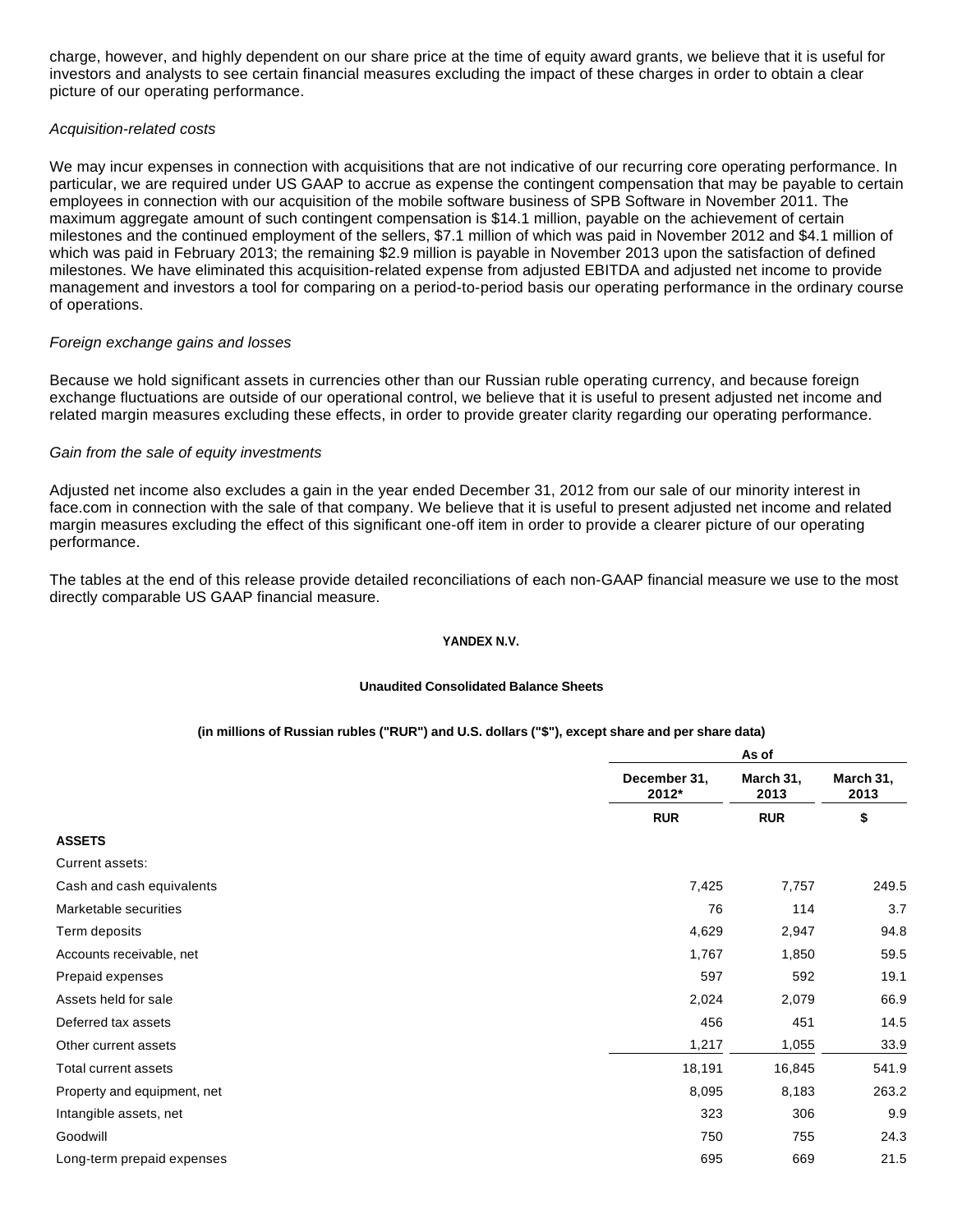charge, however, and highly dependent on our share price at the time of equity award grants, we believe that it is useful for investors and analysts to see certain financial measures excluding the impact of these charges in order to obtain a clear picture of our operating performance.

*Acquisition-related costs*

We may incur expenses in connection with acquisitions that are not indicative of our recurring core operating performance. In particular, we are required under US GAAP to accrue as expense the contingent compensation that may be payable to certain employees in connection with our acquisition of the mobile software business of SPB Software in November 2011. The maximum aggregate amount of such contingent compensation is $14.1 million, payable on the achievement of certain milestones and the continued employment of the sellers, $7.1 million of which was paid in November 2012 and $4.1 million of which was paid in February 2013; the remaining $2.9 million is payable in November 2013 upon the satisfaction of defined milestones. We have eliminated this acquisition-related expense from adjusted EBITDA and adjusted net income to provide management and investors a tool for comparing on a period-to-period basis our operating performance in the ordinary course of operations.

*Foreign exchange gains and losses*

Because we hold significant assets in currencies other than our Russian ruble operating currency, and because foreign exchange fluctuations are outside of our operational control, we believe that it is useful to present adjusted net income and related margin measures excluding these effects, in order to provide greater clarity regarding our operating performance.

*Gain from the sale of equity investments*

Adjusted net income also excludes a gain in the year ended December 31, 2012 from our sale of our minority interest in face.com in connection with the sale of that company. We believe that it is useful to present adjusted net income and related margin measures excluding the effect of this significant one-off item in order to provide a clearer picture of our operating performance.

The tables at the end of this release provide detailed reconciliations of each non-GAAP financial measure we use to the most directly comparable US GAAP financial measure.

**YANDEX N.V.**

**Unaudited Consolidated Balance Sheets**

**(in millions of Russian rubles ("RUR") and U.S. dollars ("$"), except share and per share data)**

| | As of | | |
|---|---|---|---|
| | December 31, 2012* | March 31, 2013 | March 31, 2013 |
| | RUR | RUR | $ |
| **ASSETS** | | | |
| Current assets: | | | |
| Cash and cash equivalents | 7,425 | 7,757 | 249.5 |
| Marketable securities | 76 | 114 | 3.7 |
| Term deposits | 4,629 | 2,947 | 94.8 |
| Accounts receivable, net | 1,767 | 1,850 | 59.5 |
| Prepaid expenses | 597 | 592 | 19.1 |
| Assets held for sale | 2,024 | 2,079 | 66.9 |
| Deferred tax assets | 456 | 451 | 14.5 |
| Other current assets | 1,217 | 1,055 | 33.9 |
| Total current assets | 18,191 | 16,845 | 541.9 |
| Property and equipment, net | 8,095 | 8,183 | 263.2 |
| Intangible assets, net | 323 | 306 | 9.9 |
| Goodwill | 750 | 755 | 24.3 |
| Long-term prepaid expenses | 695 | 669 | 21.5 |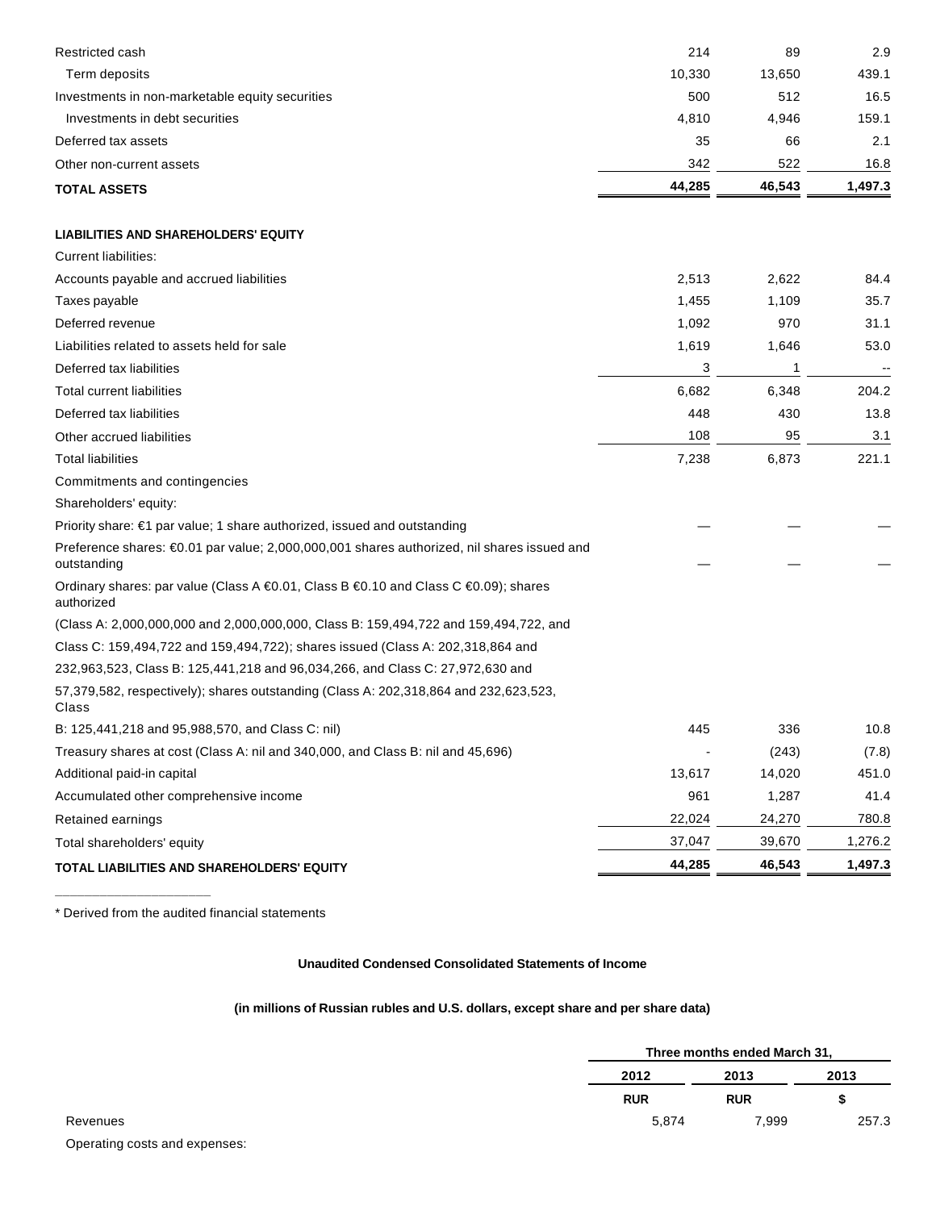| | | | |
|---|---|---|---|
| Restricted cash | 214 | 89 | 2.9 |
| Term deposits | 10,330 | 13,650 | 439.1 |
| Investments in non-marketable equity securities | 500 | 512 | 16.5 |
| Investments in debt securities | 4,810 | 4,946 | 159.1 |
| Deferred tax assets | 35 | 66 | 2.1 |
| Other non-current assets | 342 | 522 | 16.8 |
| **TOTAL ASSETS** | **44,285** | **46,543** | **1,497.3** |
| | | | |
| **LIABILITIES AND SHAREHOLDERS' EQUITY** | | | |
| Current liabilities: | | | |
| Accounts payable and accrued liabilities | 2,513 | 2,622 | 84.4 |
| Taxes payable | 1,455 | 1,109 | 35.7 |
| Deferred revenue | 1,092 | 970 | 31.1 |
| Liabilities related to assets held for sale | 1,619 | 1,646 | 53.0 |
| Deferred tax liabilities | 3 | 1 | -- |
| Total current liabilities | 6,682 | 6,348 | 204.2 |
| Deferred tax liabilities | 448 | 430 | 13.8 |
| Other accrued liabilities | 108 | 95 | 3.1 |
| Total liabilities | 7,238 | 6,873 | 221.1 |
| Commitments and contingencies | | | |
| Shareholders' equity: | | | |
| Priority share: €1 par value; 1 share authorized, issued and outstanding | — | — | — |
| Preference shares: €0.01 par value; 2,000,000,001 shares authorized, nil shares issued and outstanding | — | — | — |
| Ordinary shares: par value (Class A €0.01, Class B €0.10 and Class C €0.09); shares authorized (Class A: 2,000,000,000 and 2,000,000,000, Class B: 159,494,722 and 159,494,722, and Class C: 159,494,722 and 159,494,722); shares issued (Class A: 202,318,864 and 232,963,523, Class B: 125,441,218 and 96,034,266, and Class C: 27,972,630 and 57,379,582, respectively); shares outstanding (Class A: 202,318,864 and 232,623,523, Class B: 125,441,218 and 95,988,570, and Class C: nil) | 445 | 336 | 10.8 |
| Treasury shares at cost (Class A: nil and 340,000, and Class B: nil and 45,696) | - | (243) | (7.8) |
| Additional paid-in capital | 13,617 | 14,020 | 451.0 |
| Accumulated other comprehensive income | 961 | 1,287 | 41.4 |
| Retained earnings | 22,024 | 24,270 | 780.8 |
| Total shareholders' equity | 37,047 | 39,670 | 1,276.2 |
| **TOTAL LIABILITIES AND SHAREHOLDERS' EQUITY** | **44,285** | **46,543** | **1,497.3** |

\* Derived from the audited financial statements

**Unaudited Condensed Consolidated Statements of Income**

**(in millions of Russian rubles and U.S. dollars, except share and per share data)**

| | Three months ended March 31, | | |
|---|---|---|---|
| | **2012** | **2013** | **2013** |
| | **RUR** | **RUR** | **$** |
| Revenues | 5,874 | 7,999 | 257.3 |
| Operating costs and expenses: | | | |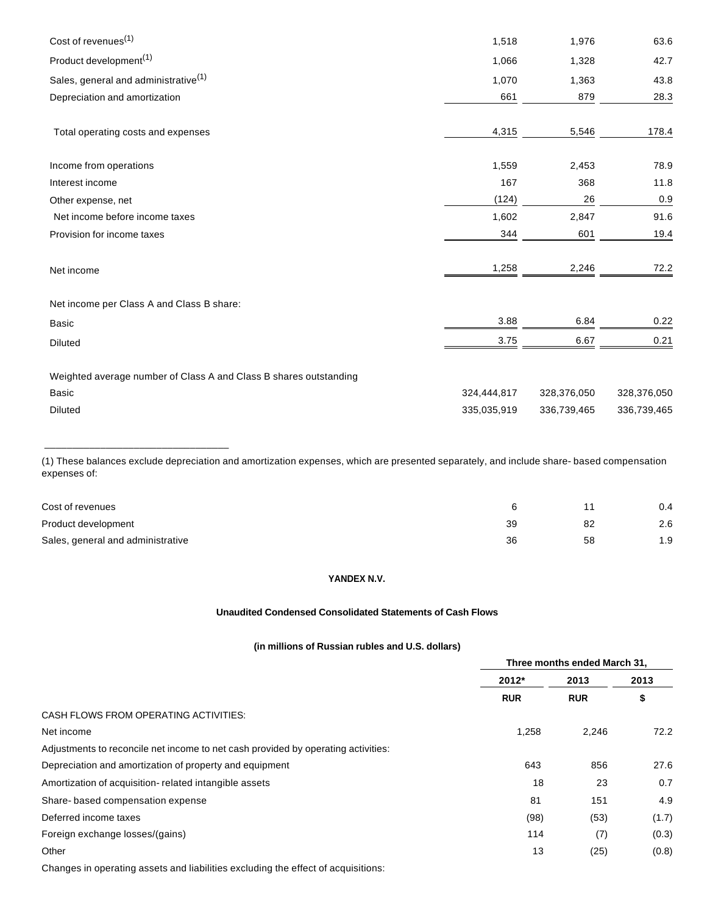| | | | |
|---|---|---|---|
| Cost of revenues(1) | 1,518 | 1,976 | 63.6 |
| Product development(1) | 1,066 | 1,328 | 42.7 |
| Sales, general and administrative(1) | 1,070 | 1,363 | 43.8 |
| Depreciation and amortization | 661 | 879 | 28.3 |
| Total operating costs and expenses | 4,315 | 5,546 | 178.4 |
| Income from operations | 1,559 | 2,453 | 78.9 |
| Interest income | 167 | 368 | 11.8 |
| Other expense, net | (124) | 26 | 0.9 |
| Net income before income taxes | 1,602 | 2,847 | 91.6 |
| Provision for income taxes | 344 | 601 | 19.4 |
| Net income | 1,258 | 2,246 | 72.2 |
| Net income per Class A and Class B share: | | | |
| Basic | 3.88 | 6.84 | 0.22 |
| Diluted | 3.75 | 6.67 | 0.21 |
| Weighted average number of Class A and Class B shares outstanding | | | |
| Basic | 324,444,817 | 328,376,050 | 328,376,050 |
| Diluted | 335,035,919 | 336,739,465 | 336,739,465 |

(1) These balances exclude depreciation and amortization expenses, which are presented separately, and include share- based compensation expenses of:

| | | | |
|---|---|---|---|
| Cost of revenues | 6 | 11 | 0.4 |
| Product development | 39 | 82 | 2.6 |
| Sales, general and administrative | 36 | 58 | 1.9 |

**YANDEX N.V.**

**Unaudited Condensed Consolidated Statements of Cash Flows**

**(in millions of Russian rubles and U.S. dollars)**

| | Three months ended March 31, | | |
|---|---|---|---|
| | 2012* | 2013 | 2013 |
| | RUR | RUR | $ |
| CASH FLOWS FROM OPERATING ACTIVITIES: | | | |
| Net income | 1,258 | 2,246 | 72.2 |
| Adjustments to reconcile net income to net cash provided by operating activities: | | | |
| Depreciation and amortization of property and equipment | 643 | 856 | 27.6 |
| Amortization of acquisition- related intangible assets | 18 | 23 | 0.7 |
| Share- based compensation expense | 81 | 151 | 4.9 |
| Deferred income taxes | (98) | (53) | (1.7) |
| Foreign exchange losses/(gains) | 114 | (7) | (0.3) |
| Other | 13 | (25) | (0.8) |
| Changes in operating assets and liabilities excluding the effect of acquisitions: | | | |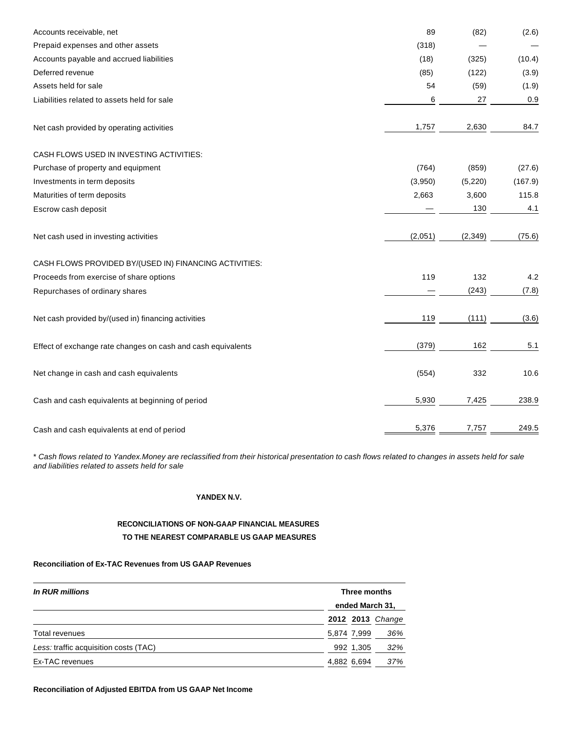| | | | |
|---|---|---|---|
| Accounts receivable, net | 89 | (82) | (2.6) |
| Prepaid expenses and other assets | (318) | — | — |
| Accounts payable and accrued liabilities | (18) | (325) | (10.4) |
| Deferred revenue | (85) | (122) | (3.9) |
| Assets held for sale | 54 | (59) | (1.9) |
| Liabilities related to assets held for sale | 6 | 27 | 0.9 |
| Net cash provided by operating activities | 1,757 | 2,630 | 84.7 |
| CASH FLOWS USED IN INVESTING ACTIVITIES: | | | |
| Purchase of property and equipment | (764) | (859) | (27.6) |
| Investments in term deposits | (3,950) | (5,220) | (167.9) |
| Maturities of term deposits | 2,663 | 3,600 | 115.8 |
| Escrow cash deposit | — | 130 | 4.1 |
| Net cash used in investing activities | (2,051) | (2,349) | (75.6) |
| CASH FLOWS PROVIDED BY/(USED IN) FINANCING ACTIVITIES: | | | |
| Proceeds from exercise of share options | 119 | 132 | 4.2 |
| Repurchases of ordinary shares | — | (243) | (7.8) |
| Net cash provided by/(used in) financing activities | 119 | (111) | (3.6) |
| Effect of exchange rate changes on cash and cash equivalents | (379) | 162 | 5.1 |
| Net change in cash and cash equivalents | (554) | 332 | 10.6 |
| Cash and cash equivalents at beginning of period | 5,930 | 7,425 | 238.9 |
| Cash and cash equivalents at end of period | 5,376 | 7,757 | 249.5 |

\* *Cash flows related to Yandex.Money are reclassified from their historical presentation to cash flows related to changes in assets held for sale and liabilities related to assets held for sale*

**YANDEX N.V.**

**RECONCILIATIONS OF NON-GAAP FINANCIAL MEASURES TO THE NEAREST COMPARABLE US GAAP MEASURES**

**Reconciliation of Ex-TAC Revenues from US GAAP Revenues**

| ***In RUR millions*** | **Three months ended March 31,** | | |
|---|---|---|---|
| | **2012** | **2013** | ***Change*** |
| Total revenues | 5,874 | 7,999 | *36%* |
| *Less:* traffic acquisition costs (TAC) | 992 | 1,305 | *32%* |
| Ex-TAC revenues | 4,882 | 6,694 | *37%* |

**Reconciliation of Adjusted EBITDA from US GAAP Net Income**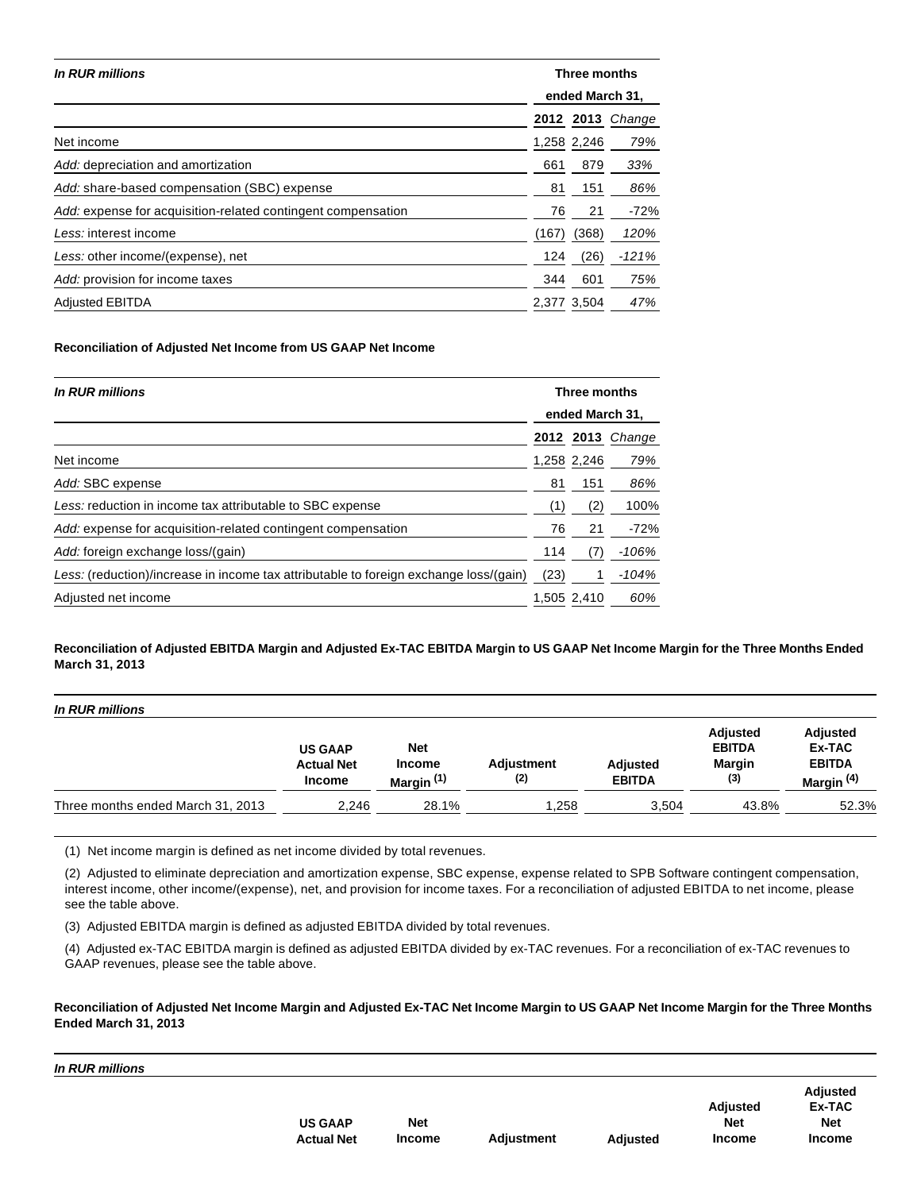| *In RUR millions* | Three months ended March 31, | | |
|---|---|---|---|
| | **2012** | **2013** | *Change* |
| Net income | 1,258 | 2,246 | *79%* |
| *Add:* depreciation and amortization | 661 | 879 | *33%* |
| *Add:* share-based compensation (SBC) expense | 81 | 151 | *86%* |
| *Add:* expense for acquisition-related contingent compensation | 76 | 21 | *-72%* |
| *Less:* interest income | (167) | (368) | *120%* |
| *Less:* other income/(expense), net | 124 | (26) | *-121%* |
| *Add:* provision for income taxes | 344 | 601 | *75%* |
| Adjusted EBITDA | 2,377 | 3,504 | *47%* |

**Reconciliation of Adjusted Net Income from US GAAP Net Income**

| *In RUR millions* | Three months ended March 31, | | |
|---|---|---|---|
| | **2012** | **2013** | *Change* |
| Net income | 1,258 | 2,246 | *79%* |
| *Add:* SBC expense | 81 | 151 | *86%* |
| *Less:* reduction in income tax attributable to SBC expense | (1) | (2) | 100% |
| *Add:* expense for acquisition-related contingent compensation | 76 | 21 | *-72%* |
| *Add:* foreign exchange loss/(gain) | 114 | (7) | *-106%* |
| *Less:* (reduction)/increase in income tax attributable to foreign exchange loss/(gain) | (23) | 1 | *-104%* |
| Adjusted net income | 1,505 | 2,410 | *60%* |

**Reconciliation of Adjusted EBITDA Margin and Adjusted Ex-TAC EBITDA Margin to US GAAP Net Income Margin for the Three Months Ended March 31, 2013**

| *In RUR millions* | US GAAP Actual Net Income | Net Income Margin (1) | Adjustment (2) | Adjusted EBITDA | Adjusted EBITDA Margin (3) | Adjusted Ex-TAC EBITDA Margin (4) |
|---|---|---|---|---|---|---|
| Three months ended March 31, 2013 | 2,246 | 28.1% | 1,258 | 3,504 | 43.8% | 52.3% |

(1) Net income margin is defined as net income divided by total revenues.

(2) Adjusted to eliminate depreciation and amortization expense, SBC expense, expense related to SPB Software contingent compensation, interest income, other income/(expense), net, and provision for income taxes. For a reconciliation of adjusted EBITDA to net income, please see the table above.

(3) Adjusted EBITDA margin is defined as adjusted EBITDA divided by total revenues.

(4) Adjusted ex-TAC EBITDA margin is defined as adjusted EBITDA divided by ex-TAC revenues. For a reconciliation of ex-TAC revenues to GAAP revenues, please see the table above.

**Reconciliation of Adjusted Net Income Margin and Adjusted Ex-TAC Net Income Margin to US GAAP Net Income Margin for the Three Months Ended March 31, 2013**

| *In RUR millions* | US GAAP Actual Net | Net Income | Adjustment | Adjusted | Adjusted Net Income | Adjusted Ex-TAC Net Income |
|---|---|---|---|---|---|---|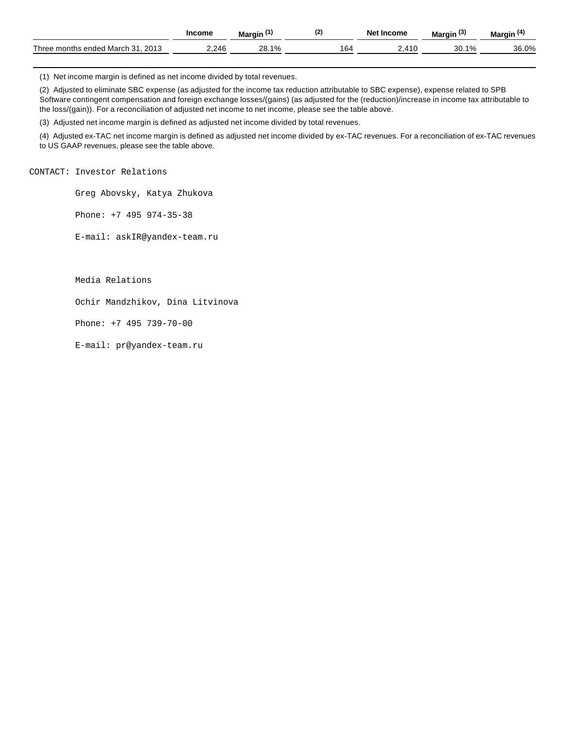| | Income | Margin (1) | (2) | Net Income | Margin (3) | Margin (4) |
|---|---|---|---|---|---|---|
| Three months ended March 31, 2013 | 2,246 | 28.1% | 164 | 2,410 | 30.1% | 36.0% |

(1) Net income margin is defined as net income divided by total revenues.

(2) Adjusted to eliminate SBC expense (as adjusted for the income tax reduction attributable to SBC expense), expense related to SPB Software contingent compensation and foreign exchange losses/(gains) (as adjusted for the (reduction)/increase in income tax attributable to the loss/(gain)). For a reconciliation of adjusted net income to net income, please see the table above.

(3) Adjusted net income margin is defined as adjusted net income divided by total revenues.

(4) Adjusted ex-TAC net income margin is defined as adjusted net income divided by ex-TAC revenues. For a reconciliation of ex-TAC revenues to US GAAP revenues, please see the table above.

CONTACT: Investor Relations

Greg Abovsky, Katya Zhukova

Phone: +7 495 974-35-38

E-mail: askIR@yandex-team.ru

Media Relations

Ochir Mandzhikov, Dina Litvinova

Phone: +7 495 739-70-00

E-mail: pr@yandex-team.ru